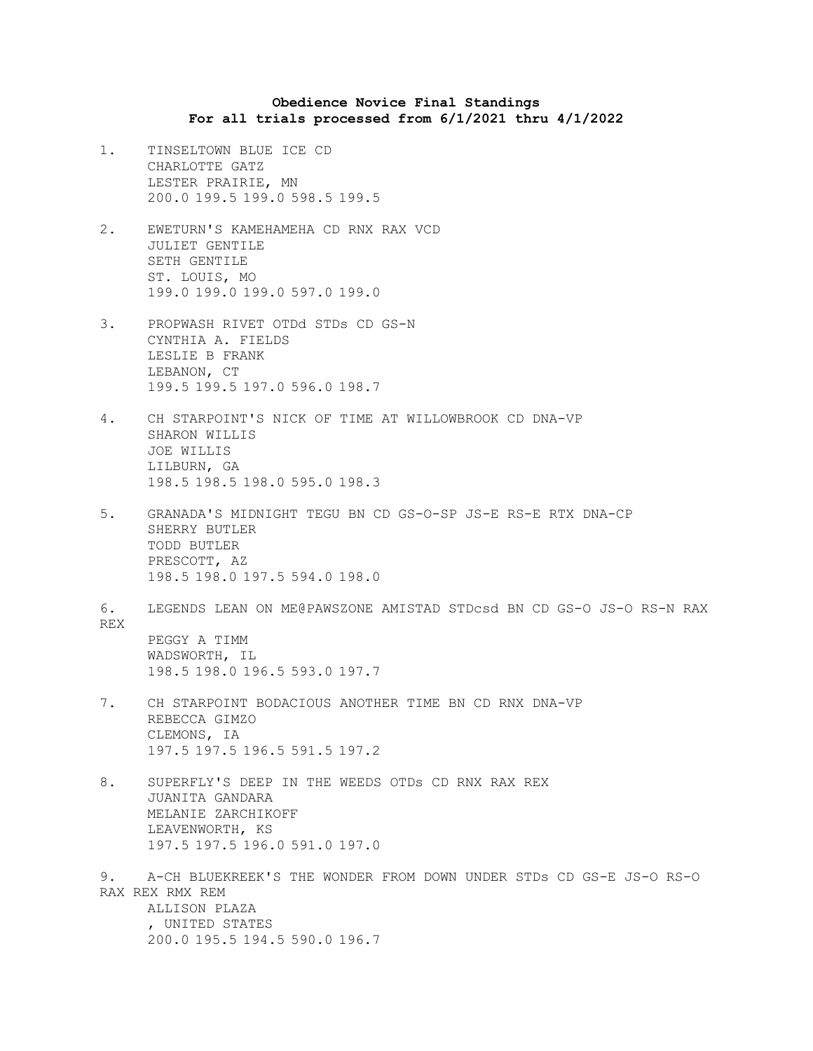**Obedience Novice Final Standings**
**For all trials processed from 6/1/2021 thru 4/1/2022**

1. TINSELTOWN BLUE ICE CD
   CHARLOTTE GATZ
   LESTER PRAIRIE, MN
   200.0 199.5 199.0 598.5 199.5

2. EWETURN'S KAMEHAMEHA CD RNX RAX VCD
   JULIET GENTILE
   SETH GENTILE
   ST. LOUIS, MO
   199.0 199.0 199.0 597.0 199.0

3. PROPWASH RIVET OTDd STDs CD GS-N
   CYNTHIA A. FIELDS
   LESLIE B FRANK
   LEBANON, CT
   199.5 199.5 197.0 596.0 198.7

4. CH STARPOINT'S NICK OF TIME AT WILLOWBROOK CD DNA-VP
   SHARON WILLIS
   JOE WILLIS
   LILBURN, GA
   198.5 198.5 198.0 595.0 198.3

5. GRANADA'S MIDNIGHT TEGU BN CD GS-O-SP JS-E RS-E RTX DNA-CP
   SHERRY BUTLER
   TODD BUTLER
   PRESCOTT, AZ
   198.5 198.0 197.5 594.0 198.0

6. LEGENDS LEAN ON ME@PAWSZONE AMISTAD STDcsd BN CD GS-O JS-O RS-N RAX REX
   PEGGY A TIMM
   WADSWORTH, IL
   198.5 198.0 196.5 593.0 197.7

7. CH STARPOINT BODACIOUS ANOTHER TIME BN CD RNX DNA-VP
   REBECCA GIMZO
   CLEMONS, IA
   197.5 197.5 196.5 591.5 197.2

8. SUPERFLY'S DEEP IN THE WEEDS OTDs CD RNX RAX REX
   JUANITA GANDARA
   MELANIE ZARCHIKOFF
   LEAVENWORTH, KS
   197.5 197.5 196.0 591.0 197.0

9. A-CH BLUEKREEK'S THE WONDER FROM DOWN UNDER STDs CD GS-E JS-O RS-O RAX REX RMX REM
   ALLISON PLAZA
   , UNITED STATES
   200.0 195.5 194.5 590.0 196.7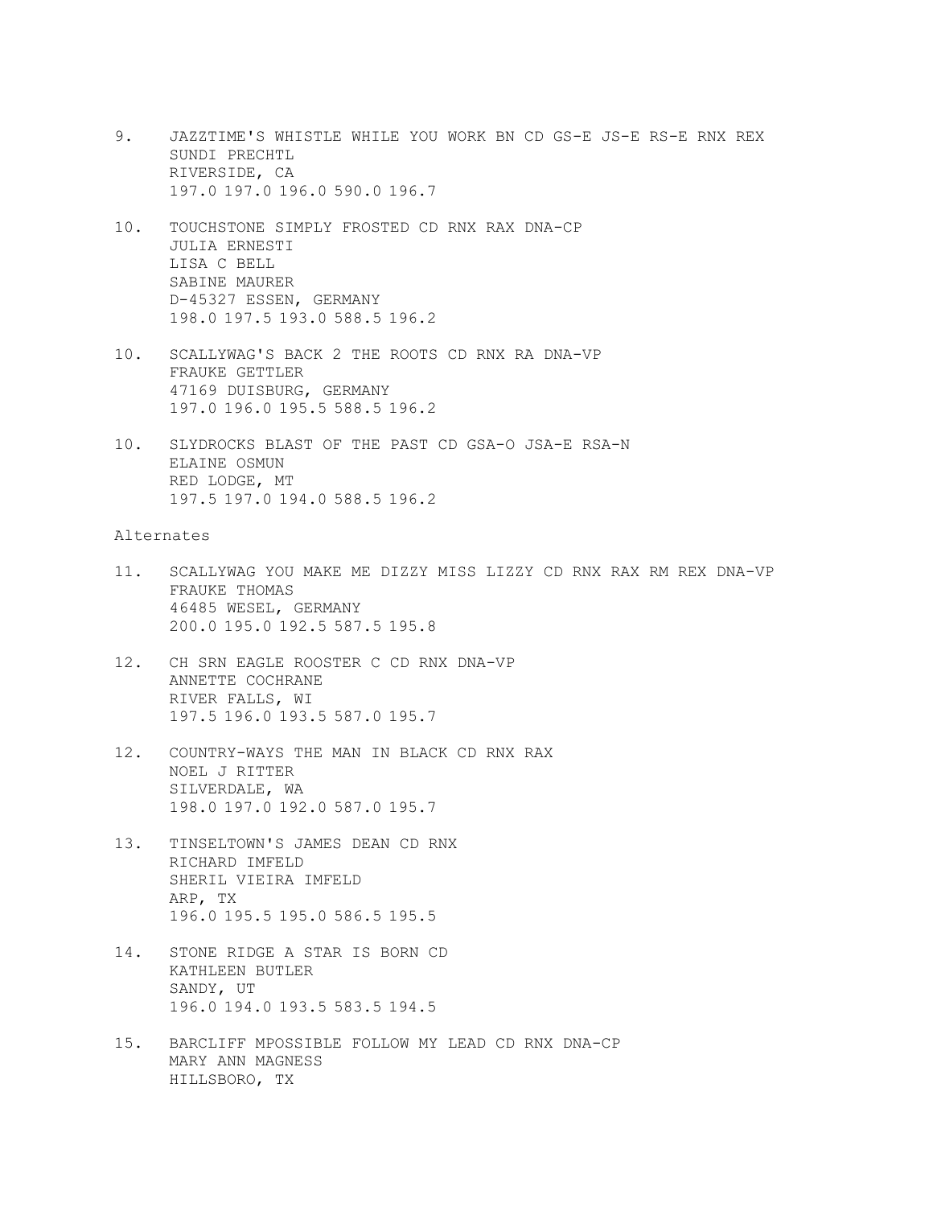9. JAZZTIME'S WHISTLE WHILE YOU WORK BN CD GS-E JS-E RS-E RNX REX
   SUNDI PRECHTL
   RIVERSIDE, CA
   197.0 197.0 196.0 590.0 196.7

10. TOUCHSTONE SIMPLY FROSTED CD RNX RAX DNA-CP
    JULIA ERNESTI
    LISA C BELL
    SABINE MAURER
    D-45327 ESSEN, GERMANY
    198.0 197.5 193.0 588.5 196.2

10. SCALLYWAG'S BACK 2 THE ROOTS CD RNX RA DNA-VP
    FRAUKE GETTLER
    47169 DUISBURG, GERMANY
    197.0 196.0 195.5 588.5 196.2

10. SLYDROCKS BLAST OF THE PAST CD GSA-O JSA-E RSA-N
    ELAINE OSMUN
    RED LODGE, MT
    197.5 197.0 194.0 588.5 196.2

Alternates

11. SCALLYWAG YOU MAKE ME DIZZY MISS LIZZY CD RNX RAX RM REX DNA-VP
    FRAUKE THOMAS
    46485 WESEL, GERMANY
    200.0 195.0 192.5 587.5 195.8

12. CH SRN EAGLE ROOSTER C CD RNX DNA-VP
    ANNETTE COCHRANE
    RIVER FALLS, WI
    197.5 196.0 193.5 587.0 195.7

12. COUNTRY-WAYS THE MAN IN BLACK CD RNX RAX
    NOEL J RITTER
    SILVERDALE, WA
    198.0 197.0 192.0 587.0 195.7

13. TINSELTOWN'S JAMES DEAN CD RNX
    RICHARD IMFELD
    SHERIL VIEIRA IMFELD
    ARP, TX
    196.0 195.5 195.0 586.5 195.5

14. STONE RIDGE A STAR IS BORN CD
    KATHLEEN BUTLER
    SANDY, UT
    196.0 194.0 193.5 583.5 194.5

15. BARCLIFF MPOSSIBLE FOLLOW MY LEAD CD RNX DNA-CP
    MARY ANN MAGNESS
    HILLSBORO, TX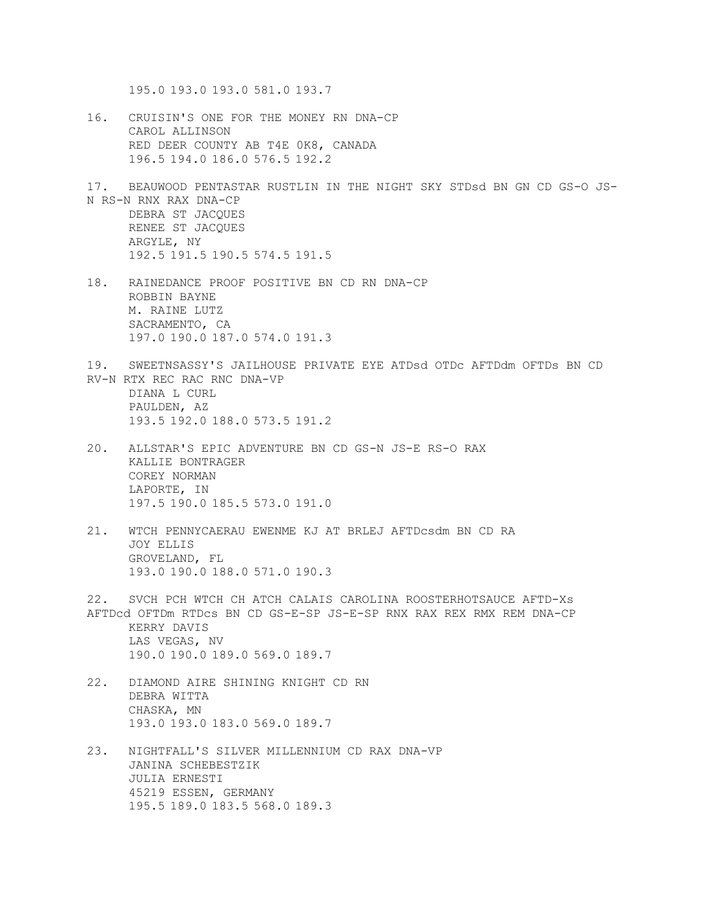195.0 193.0 193.0 581.0 193.7

16. CRUISIN'S ONE FOR THE MONEY RN DNA-CP  
    CAROL ALLINSON  
    RED DEER COUNTY AB T4E 0K8, CANADA  
    196.5 194.0 186.0 576.5 192.2

17. BEAUWOOD PENTASTAR RUSTLIN IN THE NIGHT SKY STDsd BN GN CD GS-O JS-N RS-N RNX RAX DNA-CP  
    DEBRA ST JACQUES  
    RENEE ST JACQUES  
    ARGYLE, NY  
    192.5 191.5 190.5 574.5 191.5

18. RAINEDANCE PROOF POSITIVE BN CD RN DNA-CP  
    ROBBIN BAYNE  
    M. RAINE LUTZ  
    SACRAMENTO, CA  
    197.0 190.0 187.0 574.0 191.3

19. SWEETNSASSY'S JAILHOUSE PRIVATE EYE ATDsd OTDc AFTDdm OFTDs BN CD RV-N RTX REC RAC RNC DNA-VP  
    DIANA L CURL  
    PAULDEN, AZ  
    193.5 192.0 188.0 573.5 191.2

20. ALLSTAR'S EPIC ADVENTURE BN CD GS-N JS-E RS-O RAX  
    KALLIE BONTRAGER  
    COREY NORMAN  
    LAPORTE, IN  
    197.5 190.0 185.5 573.0 191.0

21. WTCH PENNYCAERAU EWENME KJ AT BRLEJ AFTDcsdm BN CD RA  
    JOY ELLIS  
    GROVELAND, FL  
    193.0 190.0 188.0 571.0 190.3

22. SVCH PCH WTCH CH ATCH CALAIS CAROLINA ROOSTERHOTSAUCE AFTD-Xs AFTDcd OFTDm RTDcs BN CD GS-E-SP JS-E-SP RNX RAX REX RMX REM DNA-CP  
    KERRY DAVIS  
    LAS VEGAS, NV  
    190.0 190.0 189.0 569.0 189.7

22. DIAMOND AIRE SHINING KNIGHT CD RN  
    DEBRA WITTA  
    CHASKA, MN  
    193.0 193.0 183.0 569.0 189.7

23. NIGHTFALL'S SILVER MILLENNIUM CD RAX DNA-VP  
    JANINA SCHEBESTZIK  
    JULIA ERNESTI  
    45219 ESSEN, GERMANY  
    195.5 189.0 183.5 568.0 189.3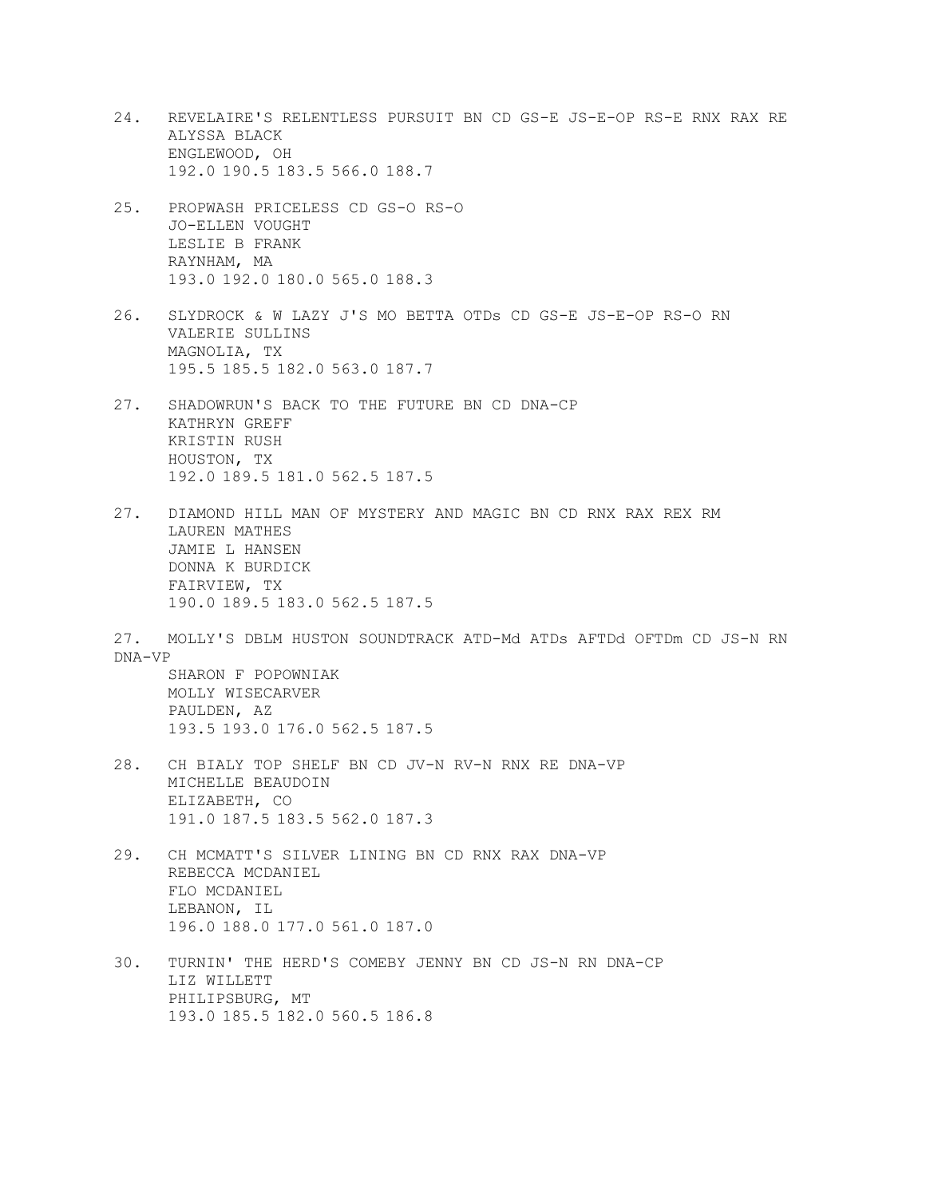24. REVELAIRE'S RELENTLESS PURSUIT BN CD GS-E JS-E-OP RS-E RNX RAX RE
    ALYSSA BLACK
    ENGLEWOOD, OH
    192.0 190.5 183.5 566.0 188.7

25. PROPWASH PRICELESS CD GS-O RS-O
    JO-ELLEN VOUGHT
    LESLIE B FRANK
    RAYNHAM, MA
    193.0 192.0 180.0 565.0 188.3

26. SLYDROCK & W LAZY J'S MO BETTA OTDs CD GS-E JS-E-OP RS-O RN
    VALERIE SULLINS
    MAGNOLIA, TX
    195.5 185.5 182.0 563.0 187.7

27. SHADOWRUN'S BACK TO THE FUTURE BN CD DNA-CP
    KATHRYN GREFF
    KRISTIN RUSH
    HOUSTON, TX
    192.0 189.5 181.0 562.5 187.5

27. DIAMOND HILL MAN OF MYSTERY AND MAGIC BN CD RNX RAX REX RM
    LAUREN MATHES
    JAMIE L HANSEN
    DONNA K BURDICK
    FAIRVIEW, TX
    190.0 189.5 183.0 562.5 187.5

27. MOLLY'S DBLM HUSTON SOUNDTRACK ATD-Md ATDs AFTDd OFTDm CD JS-N RN DNA-VP
    SHARON F POPOWNIAK
    MOLLY WISECARVER
    PAULDEN, AZ
    193.5 193.0 176.0 562.5 187.5

28. CH BIALY TOP SHELF BN CD JV-N RV-N RNX RE DNA-VP
    MICHELLE BEAUDOIN
    ELIZABETH, CO
    191.0 187.5 183.5 562.0 187.3

29. CH MCMATT'S SILVER LINING BN CD RNX RAX DNA-VP
    REBECCA MCDANIEL
    FLO MCDANIEL
    LEBANON, IL
    196.0 188.0 177.0 561.0 187.0

30. TURNIN' THE HERD'S COMEBY JENNY BN CD JS-N RN DNA-CP
    LIZ WILLETT
    PHILIPSBURG, MT
    193.0 185.5 182.0 560.5 186.8